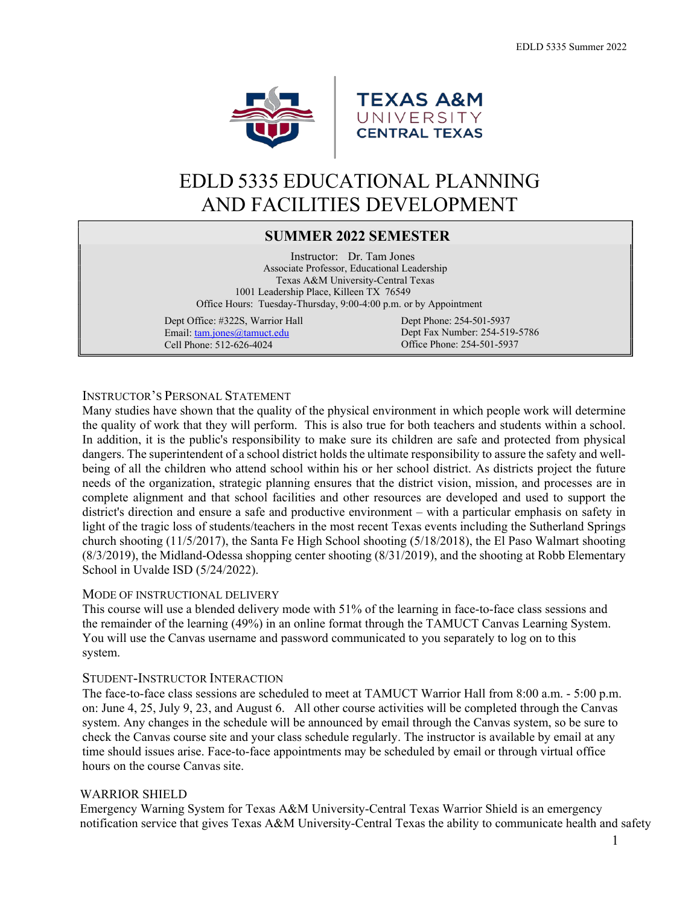# EDLD 5335 EDUCATIONAL PLANNING AND FACILITIES DEVELOPMENT

## SUMMER 2022 SEMESTER

Instructor: Dr. Tam Jones
Associate Professor, Educational Leadership
Texas A&M University-Central Texas
1001 Leadership Place, Killeen TX 76549
Office Hours: Tuesday-Thursday, 9:00-4:00 p.m. or by Appointment

Dept Office: #322S, Warrior Hall
Email: tam.jones@tamuct.edu
Cell Phone: 512-626-4024

Dept Phone: 254-501-5937
Dept Fax Number: 254-519-5786
Office Phone: 254-501-5937

### INSTRUCTOR'S PERSONAL STATEMENT

Many studies have shown that the quality of the physical environment in which people work will determine the quality of work that they will perform. This is also true for both teachers and students within a school. In addition, it is the public's responsibility to make sure its children are safe and protected from physical dangers. The superintendent of a school district holds the ultimate responsibility to assure the safety and well-being of all the children who attend school within his or her school district. As districts project the future needs of the organization, strategic planning ensures that the district vision, mission, and processes are in complete alignment and that school facilities and other resources are developed and used to support the district's direction and ensure a safe and productive environment – with a particular emphasis on safety in light of the tragic loss of students/teachers in the most recent Texas events including the Sutherland Springs church shooting (11/5/2017), the Santa Fe High School shooting (5/18/2018), the El Paso Walmart shooting (8/3/2019), the Midland-Odessa shopping center shooting (8/31/2019), and the shooting at Robb Elementary School in Uvalde ISD (5/24/2022).

### MODE OF INSTRUCTIONAL DELIVERY

This course will use a blended delivery mode with 51% of the learning in face-to-face class sessions and the remainder of the learning (49%) in an online format through the TAMUCT Canvas Learning System. You will use the Canvas username and password communicated to you separately to log on to this system.

### STUDENT-INSTRUCTOR INTERACTION

The face-to-face class sessions are scheduled to meet at TAMUCT Warrior Hall from 8:00 a.m. - 5:00 p.m. on: June 4, 25, July 9, 23, and August 6. All other course activities will be completed through the Canvas system. Any changes in the schedule will be announced by email through the Canvas system, so be sure to check the Canvas course site and your class schedule regularly. The instructor is available by email at any time should issues arise. Face-to-face appointments may be scheduled by email or through virtual office hours on the course Canvas site.

### WARRIOR SHIELD

Emergency Warning System for Texas A&M University-Central Texas Warrior Shield is an emergency notification service that gives Texas A&M University-Central Texas the ability to communicate health and safety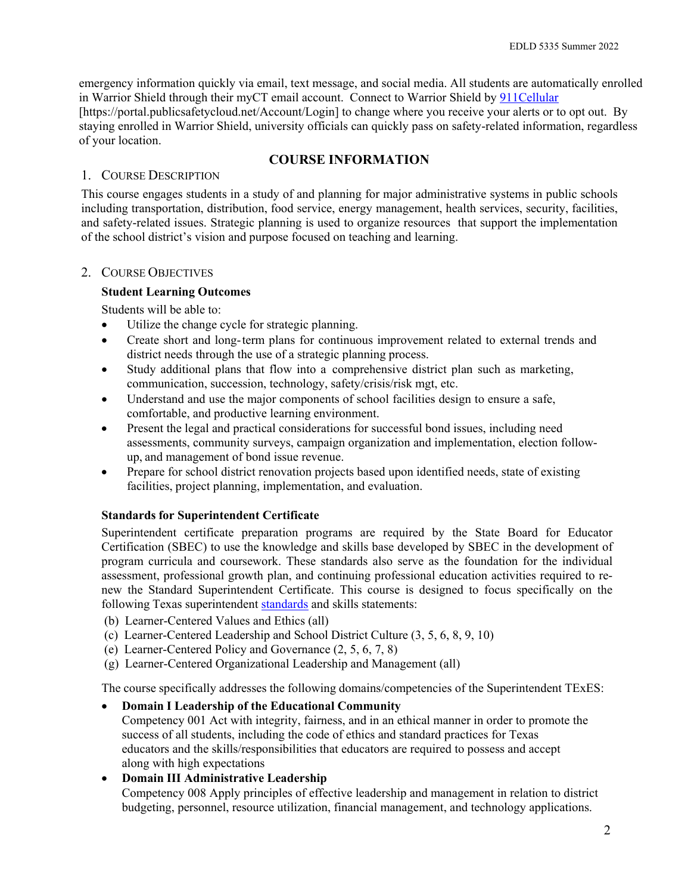emergency information quickly via email, text message, and social media. All students are automatically enrolled in Warrior Shield through their myCT email account. Connect to Warrior Shield by 911Cellular [https://portal.publicsafetycloud.net/Account/Login] to change where you receive your alerts or to opt out. By staying enrolled in Warrior Shield, university officials can quickly pass on safety-related information, regardless of your location.

## COURSE INFORMATION

### 1. Course Description

This course engages students in a study of and planning for major administrative systems in public schools including transportation, distribution, food service, energy management, health services, security, facilities, and safety-related issues. Strategic planning is used to organize resources that support the implementation of the school district's vision and purpose focused on teaching and learning.

### 2. Course Objectives

**Student Learning Outcomes**

Students will be able to:

- Utilize the change cycle for strategic planning.
- Create short and long-term plans for continuous improvement related to external trends and district needs through the use of a strategic planning process.
- Study additional plans that flow into a comprehensive district plan such as marketing, communication, succession, technology, safety/crisis/risk mgt, etc.
- Understand and use the major components of school facilities design to ensure a safe, comfortable, and productive learning environment.
- Present the legal and practical considerations for successful bond issues, including need assessments, community surveys, campaign organization and implementation, election follow-up, and management of bond issue revenue.
- Prepare for school district renovation projects based upon identified needs, state of existing facilities, project planning, implementation, and evaluation.

**Standards for Superintendent Certificate**

Superintendent certificate preparation programs are required by the State Board for Educator Certification (SBEC) to use the knowledge and skills base developed by SBEC in the development of program curricula and coursework. These standards also serve as the foundation for the individual assessment, professional growth plan, and continuing professional education activities required to re-new the Standard Superintendent Certificate. This course is designed to focus specifically on the following Texas superintendent standards and skills statements:

(b) Learner-Centered Values and Ethics (all)
(c) Learner-Centered Leadership and School District Culture (3, 5, 6, 8, 9, 10)
(e) Learner-Centered Policy and Governance (2, 5, 6, 7, 8)
(g) Learner-Centered Organizational Leadership and Management (all)

The course specifically addresses the following domains/competencies of the Superintendent TExES:

- **Domain I Leadership of the Educational Community**
  Competency 001 Act with integrity, fairness, and in an ethical manner in order to promote the success of all students, including the code of ethics and standard practices for Texas educators and the skills/responsibilities that educators are required to possess and accept along with high expectations
- **Domain III Administrative Leadership**
  Competency 008 Apply principles of effective leadership and management in relation to district budgeting, personnel, resource utilization, financial management, and technology applications.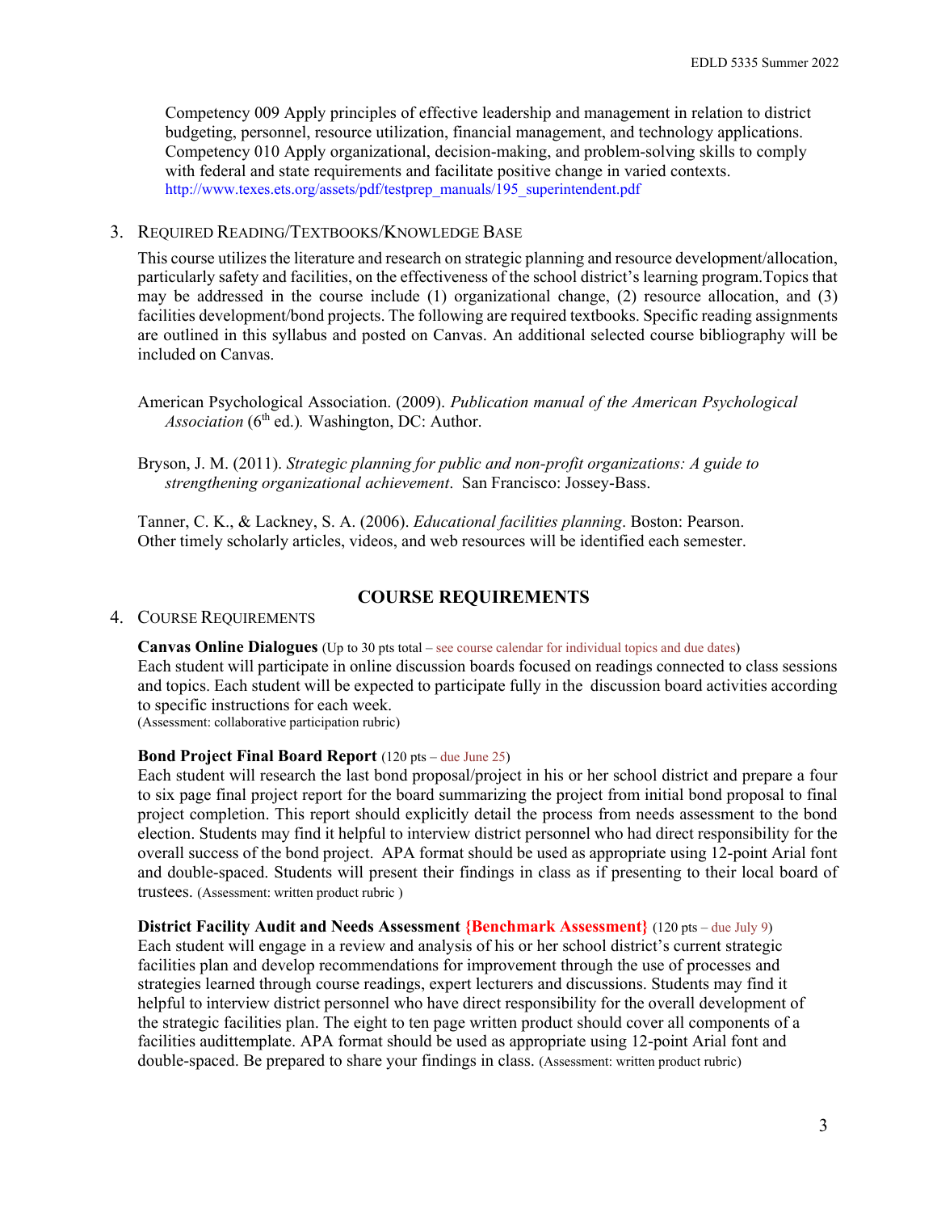Competency 009 Apply principles of effective leadership and management in relation to district budgeting, personnel, resource utilization, financial management, and technology applications. Competency 010 Apply organizational, decision-making, and problem-solving skills to comply with federal and state requirements and facilitate positive change in varied contexts. http://www.texes.ets.org/assets/pdf/testprep_manuals/195_superintendent.pdf

3. REQUIRED READING/TEXTBOOKS/KNOWLEDGE BASE

This course utilizes the literature and research on strategic planning and resource development/allocation, particularly safety and facilities, on the effectiveness of the school district's learning program.Topics that may be addressed in the course include (1) organizational change, (2) resource allocation, and (3) facilities development/bond projects. The following are required textbooks. Specific reading assignments are outlined in this syllabus and posted on Canvas. An additional selected course bibliography will be included on Canvas.

American Psychological Association. (2009). *Publication manual of the American Psychological Association* (6th ed.). Washington, DC: Author.

Bryson, J. M. (2011). *Strategic planning for public and non-profit organizations: A guide to strengthening organizational achievement*. San Francisco: Jossey-Bass.

Tanner, C. K., & Lackney, S. A. (2006). *Educational facilities planning*. Boston: Pearson.
Other timely scholarly articles, videos, and web resources will be identified each semester.

## COURSE REQUIREMENTS

4. COURSE REQUIREMENTS

**Canvas Online Dialogues** (Up to 30 pts total – see course calendar for individual topics and due dates)
Each student will participate in online discussion boards focused on readings connected to class sessions and topics. Each student will be expected to participate fully in the discussion board activities according to specific instructions for each week.
(Assessment: collaborative participation rubric)

**Bond Project Final Board Report** (120 pts – due June 25)
Each student will research the last bond proposal/project in his or her school district and prepare a four to six page final project report for the board summarizing the project from initial bond proposal to final project completion. This report should explicitly detail the process from needs assessment to the bond election. Students may find it helpful to interview district personnel who had direct responsibility for the overall success of the bond project. APA format should be used as appropriate using 12-point Arial font and double-spaced. Students will present their findings in class as if presenting to their local board of trustees. (Assessment: written product rubric )

**District Facility Audit and Needs Assessment {Benchmark Assessment}** (120 pts – due July 9)
Each student will engage in a review and analysis of his or her school district's current strategic facilities plan and develop recommendations for improvement through the use of processes and strategies learned through course readings, expert lecturers and discussions. Students may find it helpful to interview district personnel who have direct responsibility for the overall development of the strategic facilities plan. The eight to ten page written product should cover all components of a facilities audittemplate. APA format should be used as appropriate using 12-point Arial font and double-spaced. Be prepared to share your findings in class. (Assessment: written product rubric)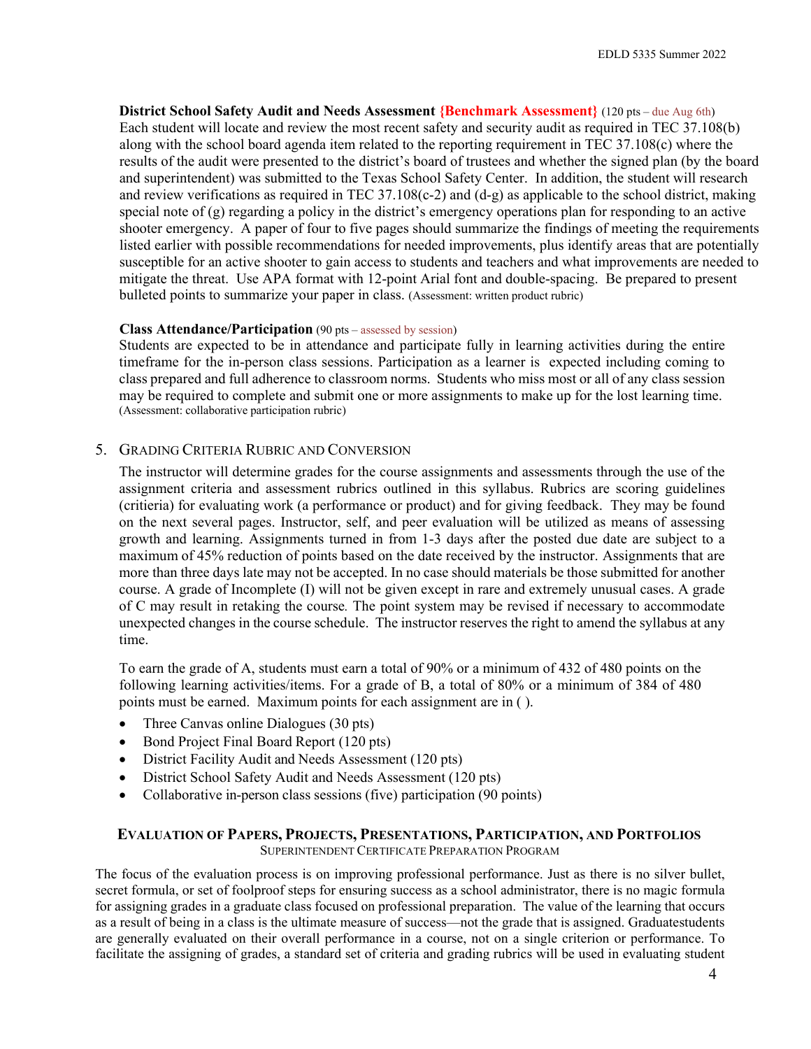**District School Safety Audit and Needs Assessment {Benchmark Assessment}** (120 pts – due Aug 6th)
Each student will locate and review the most recent safety and security audit as required in TEC 37.108(b) along with the school board agenda item related to the reporting requirement in TEC 37.108(c) where the results of the audit were presented to the district's board of trustees and whether the signed plan (by the board and superintendent) was submitted to the Texas School Safety Center. In addition, the student will research and review verifications as required in TEC 37.108(c-2) and (d-g) as applicable to the school district, making special note of (g) regarding a policy in the district's emergency operations plan for responding to an active shooter emergency. A paper of four to five pages should summarize the findings of meeting the requirements listed earlier with possible recommendations for needed improvements, plus identify areas that are potentially susceptible for an active shooter to gain access to students and teachers and what improvements are needed to mitigate the threat. Use APA format with 12-point Arial font and double-spacing. Be prepared to present bulleted points to summarize your paper in class. (Assessment: written product rubric)

**Class Attendance/Participation** (90 pts – assessed by session)
Students are expected to be in attendance and participate fully in learning activities during the entire timeframe for the in-person class sessions. Participation as a learner is expected including coming to class prepared and full adherence to classroom norms. Students who miss most or all of any class session may be required to complete and submit one or more assignments to make up for the lost learning time. (Assessment: collaborative participation rubric)

## 5. Grading Criteria Rubric and Conversion

The instructor will determine grades for the course assignments and assessments through the use of the assignment criteria and assessment rubrics outlined in this syllabus. Rubrics are scoring guidelines (critieria) for evaluating work (a performance or product) and for giving feedback. They may be found on the next several pages. Instructor, self, and peer evaluation will be utilized as means of assessing growth and learning. Assignments turned in from 1-3 days after the posted due date are subject to a maximum of 45% reduction of points based on the date received by the instructor. Assignments that are more than three days late may not be accepted. In no case should materials be those submitted for another course. A grade of Incomplete (I) will not be given except in rare and extremely unusual cases. A grade of C may result in retaking the course. The point system may be revised if necessary to accommodate unexpected changes in the course schedule. The instructor reserves the right to amend the syllabus at any time.

To earn the grade of A, students must earn a total of 90% or a minimum of 432 of 480 points on the following learning activities/items. For a grade of B, a total of 80% or a minimum of 384 of 480 points must be earned. Maximum points for each assignment are in ( ).

- Three Canvas online Dialogues (30 pts)
- Bond Project Final Board Report (120 pts)
- District Facility Audit and Needs Assessment (120 pts)
- District School Safety Audit and Needs Assessment (120 pts)
- Collaborative in-person class sessions (five) participation (90 points)

## Evaluation of Papers, Projects, Presentations, Participation, and Portfolios

Superintendent Certificate Preparation Program

The focus of the evaluation process is on improving professional performance. Just as there is no silver bullet, secret formula, or set of foolproof steps for ensuring success as a school administrator, there is no magic formula for assigning grades in a graduate class focused on professional preparation. The value of the learning that occurs as a result of being in a class is the ultimate measure of success—not the grade that is assigned. Graduatestudents are generally evaluated on their overall performance in a course, not on a single criterion or performance. To facilitate the assigning of grades, a standard set of criteria and grading rubrics will be used in evaluating student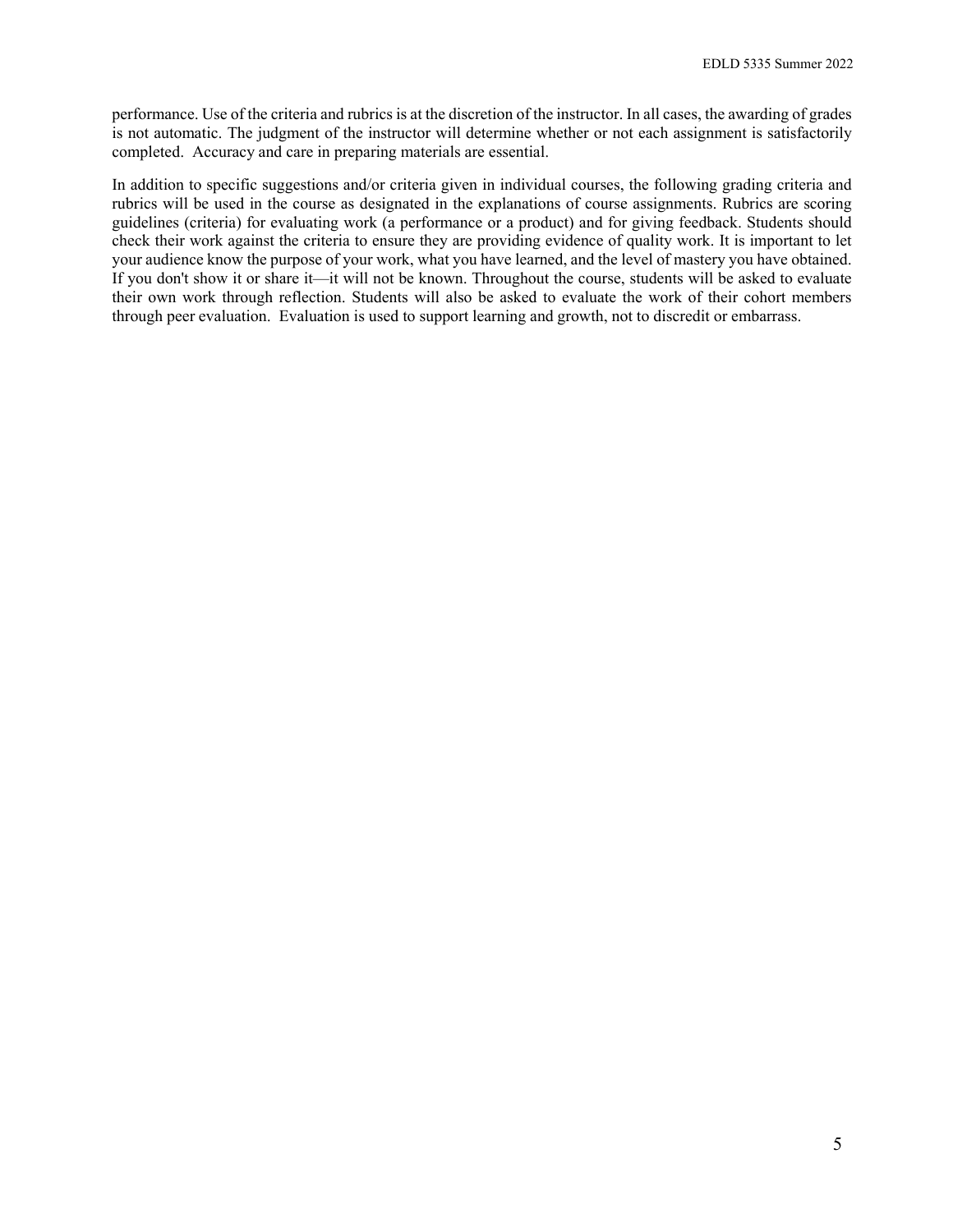performance. Use of the criteria and rubrics is at the discretion of the instructor. In all cases, the awarding of grades is not automatic. The judgment of the instructor will determine whether or not each assignment is satisfactorily completed. Accuracy and care in preparing materials are essential.

In addition to specific suggestions and/or criteria given in individual courses, the following grading criteria and rubrics will be used in the course as designated in the explanations of course assignments. Rubrics are scoring guidelines (criteria) for evaluating work (a performance or a product) and for giving feedback. Students should check their work against the criteria to ensure they are providing evidence of quality work. It is important to let your audience know the purpose of your work, what you have learned, and the level of mastery you have obtained. If you don't show it or share it—it will not be known. Throughout the course, students will be asked to evaluate their own work through reflection. Students will also be asked to evaluate the work of their cohort members through peer evaluation. Evaluation is used to support learning and growth, not to discredit or embarrass.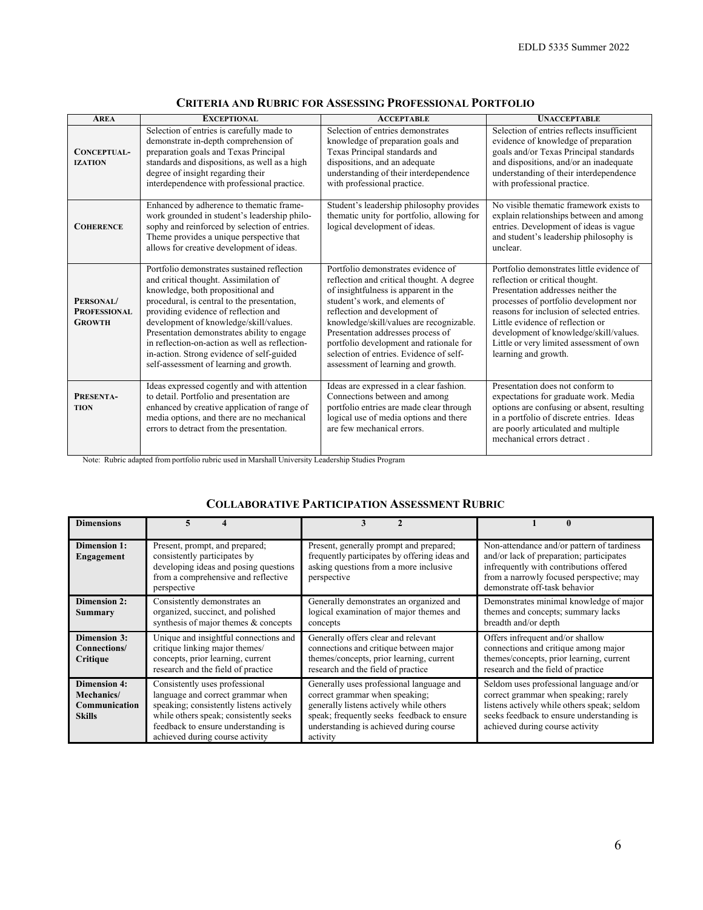## CRITERIA AND RUBRIC FOR ASSESSING PROFESSIONAL PORTFOLIO

| AREA | EXCEPTIONAL | ACCEPTABLE | UNACCEPTABLE |
|---|---|---|---|
| **CONCEPTUAL-IZATION** | Selection of entries is carefully made to demonstrate in-depth comprehension of preparation goals and Texas Principal standards and dispositions, as well as a high degree of insight regarding their interdependence with professional practice. | Selection of entries demonstrates knowledge of preparation goals and Texas Principal standards and dispositions, and an adequate understanding of their interdependence with professional practice. | Selection of entries reflects insufficient evidence of knowledge of preparation goals and/or Texas Principal standards and dispositions, and/or an inadequate understanding of their interdependence with professional practice. |
| **COHERENCE** | Enhanced by adherence to thematic frame-work grounded in student's leadership philo-sophy and reinforced by selection of entries. Theme provides a unique perspective that allows for creative development of ideas. | Student's leadership philosophy provides thematic unity for portfolio, allowing for logical development of ideas. | No visible thematic framework exists to explain relationships between and among entries. Development of ideas is vague and student's leadership philosophy is unclear. |
| **PERSONAL/ PROFESSIONAL GROWTH** | Portfolio demonstrates sustained reflection and critical thought. Assimilation of knowledge, both propositional and procedural, is central to the presentation, providing evidence of reflection and development of knowledge/skill/values. Presentation demonstrates ability to engage in reflection-on-action as well as reflection-in-action. Strong evidence of self-guided self-assessment of learning and growth. | Portfolio demonstrates evidence of reflection and critical thought. A degree of insightfulness is apparent in the student's work, and elements of reflection and development of knowledge/skill/values are recognizable. Presentation addresses process of portfolio development and rationale for selection of entries. Evidence of self-assessment of learning and growth. | Portfolio demonstrates little evidence of reflection or critical thought. Presentation addresses neither the processes of portfolio development nor reasons for inclusion of selected entries. Little evidence of reflection or development of knowledge/skill/values. Little or very limited assessment of own learning and growth. |
| **PRESENTA-TION** | Ideas expressed cogently and with attention to detail. Portfolio and presentation are enhanced by creative application of range of media options, and there are no mechanical errors to detract from the presentation. | Ideas are expressed in a clear fashion. Connections between and among portfolio entries are made clear through logical use of media options and there are few mechanical errors. | Presentation does not conform to expectations for graduate work. Media options are confusing or absent, resulting in a portfolio of discrete entries. Ideas are poorly articulated and multiple mechanical errors detract . |

Note: Rubric adapted from portfolio rubric used in Marshall University Leadership Studies Program

## COLLABORATIVE PARTICIPATION ASSESSMENT RUBRIC

| Dimensions | 5 4 | 3 2 | 1 0 |
|---|---|---|---|
| **Dimension 1: Engagement** | Present, prompt, and prepared; consistently participates by developing ideas and posing questions from a comprehensive and reflective perspective | Present, generally prompt and prepared; frequently participates by offering ideas and asking questions from a more inclusive perspective | Non-attendance and/or pattern of tardiness and/or lack of preparation; participates infrequently with contributions offered from a narrowly focused perspective; may demonstrate off-task behavior |
| **Dimension 2: Summary** | Consistently demonstrates an organized, succinct, and polished synthesis of major themes & concepts | Generally demonstrates an organized and logical examination of major themes and concepts | Demonstrates minimal knowledge of major themes and concepts; summary lacks breadth and/or depth |
| **Dimension 3: Connections/ Critique** | Unique and insightful connections and critique linking major themes/ concepts, prior learning, current research and the field of practice | Generally offers clear and relevant connections and critique between major themes/concepts, prior learning, current research and the field of practice | Offers infrequent and/or shallow connections and critique among major themes/concepts, prior learning, current research and the field of practice |
| **Dimension 4: Mechanics/ Communication Skills** | Consistently uses professional language and correct grammar when speaking; consistently listens actively while others speak; consistently seeks feedback to ensure understanding is achieved during course activity | Generally uses professional language and correct grammar when speaking; generally listens actively while others speak; frequently seeks feedback to ensure understanding is achieved during course activity | Seldom uses professional language and/or correct grammar when speaking; rarely listens actively while others speak; seldom seeks feedback to ensure understanding is achieved during course activity |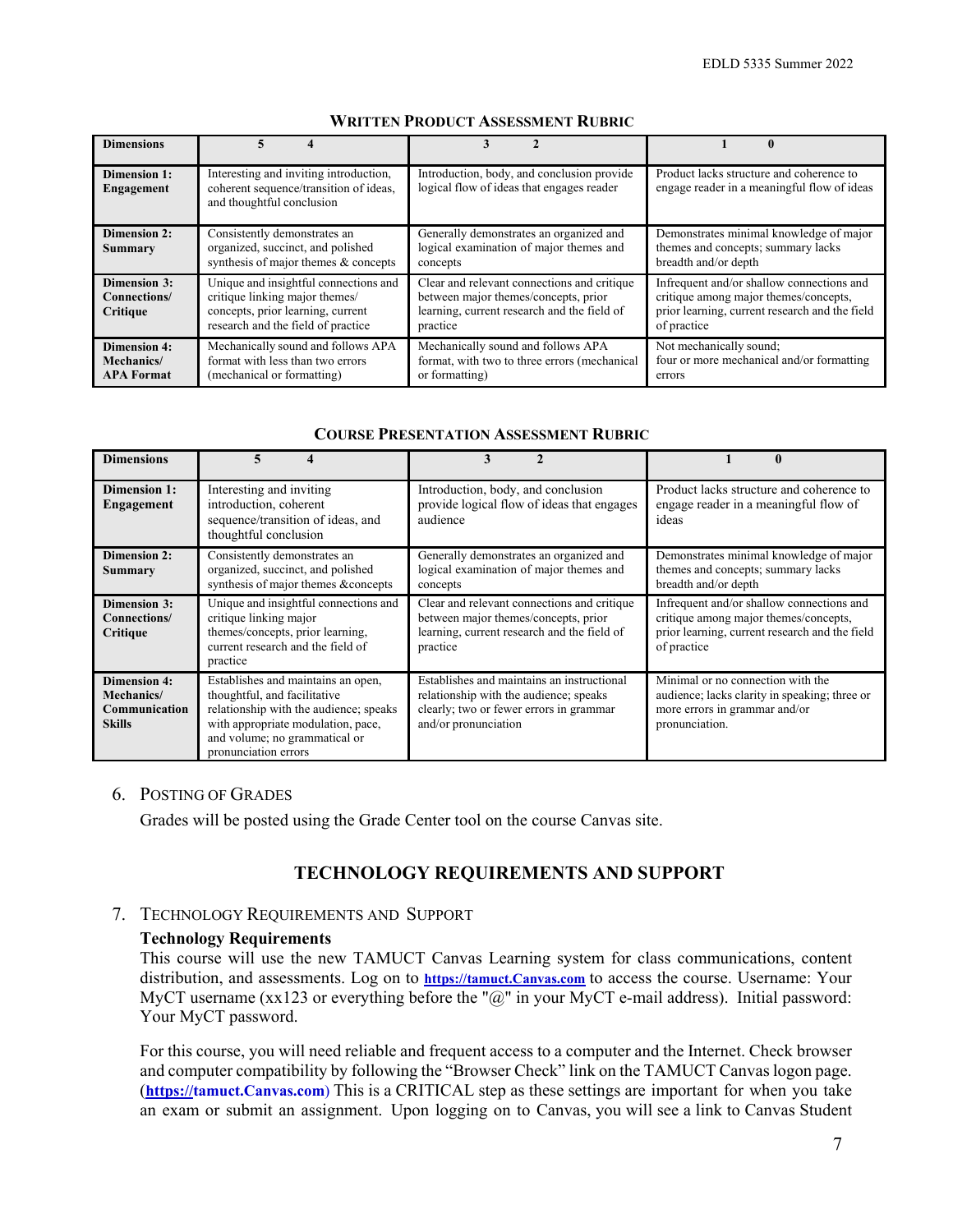**WRITTEN PRODUCT ASSESSMENT RUBRIC**

| Dimensions | 5 4 | 3 2 | 1 0 |
|---|---|---|---|
| **Dimension 1: Engagement** | Interesting and inviting introduction, coherent sequence/transition of ideas, and thoughtful conclusion | Introduction, body, and conclusion provide logical flow of ideas that engages reader | Product lacks structure and coherence to engage reader in a meaningful flow of ideas |
| **Dimension 2: Summary** | Consistently demonstrates an organized, succinct, and polished synthesis of major themes & concepts | Generally demonstrates an organized and logical examination of major themes and concepts | Demonstrates minimal knowledge of major themes and concepts; summary lacks breadth and/or depth |
| **Dimension 3: Connections/ Critique** | Unique and insightful connections and critique linking major themes/ concepts, prior learning, current research and the field of practice | Clear and relevant connections and critique between major themes/concepts, prior learning, current research and the field of practice | Infrequent and/or shallow connections and critique among major themes/concepts, prior learning, current research and the field of practice |
| **Dimension 4: Mechanics/ APA Format** | Mechanically sound and follows APA format with less than two errors (mechanical or formatting) | Mechanically sound and follows APA format, with two to three errors (mechanical or formatting) | Not mechanically sound; four or more mechanical and/or formatting errors |

**COURSE PRESENTATION ASSESSMENT RUBRIC**

| Dimensions | 5 4 | 3 2 | 1 0 |
|---|---|---|---|
| **Dimension 1: Engagement** | Interesting and inviting introduction, coherent sequence/transition of ideas, and thoughtful conclusion | Introduction, body, and conclusion provide logical flow of ideas that engages audience | Product lacks structure and coherence to engage reader in a meaningful flow of ideas |
| **Dimension 2: Summary** | Consistently demonstrates an organized, succinct, and polished synthesis of major themes &concepts | Generally demonstrates an organized and logical examination of major themes and concepts | Demonstrates minimal knowledge of major themes and concepts; summary lacks breadth and/or depth |
| **Dimension 3: Connections/ Critique** | Unique and insightful connections and critique linking major themes/concepts, prior learning, current research and the field of practice | Clear and relevant connections and critique between major themes/concepts, prior learning, current research and the field of practice | Infrequent and/or shallow connections and critique among major themes/concepts, prior learning, current research and the field of practice |
| **Dimension 4: Mechanics/ Communication Skills** | Establishes and maintains an open, thoughtful, and facilitative relationship with the audience; speaks with appropriate modulation, pace, and volume; no grammatical or pronunciation errors | Establishes and maintains an instructional relationship with the audience; speaks clearly; two or fewer errors in grammar and/or pronunciation | Minimal or no connection with the audience; lacks clarity in speaking; three or more errors in grammar and/or pronunciation. |

6. POSTING OF GRADES

Grades will be posted using the Grade Center tool on the course Canvas site.

## TECHNOLOGY REQUIREMENTS AND SUPPORT

7. TECHNOLOGY REQUIREMENTS AND SUPPORT

**Technology Requirements**

This course will use the new TAMUCT Canvas Learning system for class communications, content distribution, and assessments. Log on to https://tamuct.Canvas.com to access the course. Username: Your MyCT username (xx123 or everything before the "@" in your MyCT e-mail address). Initial password: Your MyCT password.

For this course, you will need reliable and frequent access to a computer and the Internet. Check browser and computer compatibility by following the "Browser Check" link on the TAMUCT Canvas logon page. (https://tamuct.Canvas.com) This is a CRITICAL step as these settings are important for when you take an exam or submit an assignment. Upon logging on to Canvas, you will see a link to Canvas Student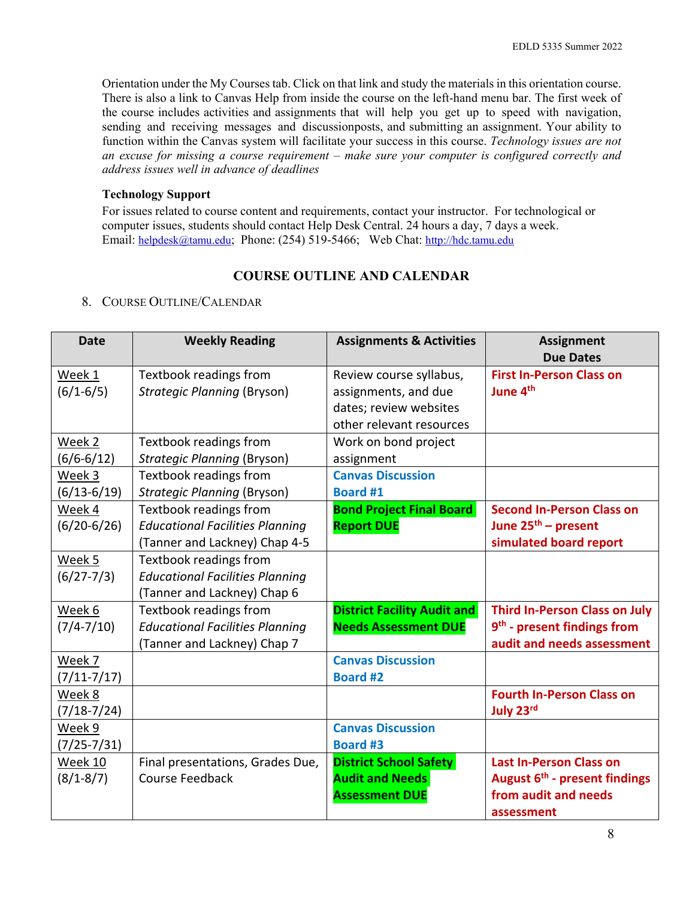Orientation under the My Courses tab. Click on that link and study the materials in this orientation course. There is also a link to Canvas Help from inside the course on the left-hand menu bar. The first week of the course includes activities and assignments that will help you get up to speed with navigation, sending and receiving messages and discussionposts, and submitting an assignment. Your ability to function within the Canvas system will facilitate your success in this course. *Technology issues are not an excuse for missing a course requirement – make sure your computer is configured correctly and address issues well in advance of deadlines*

**Technology Support**

For issues related to course content and requirements, contact your instructor. For technological or computer issues, students should contact Help Desk Central. 24 hours a day, 7 days a week.
Email: helpdesk@tamu.edu; Phone: (254) 519-5466; Web Chat: http://hdc.tamu.edu

## COURSE OUTLINE AND CALENDAR

8. COURSE OUTLINE/CALENDAR

| Date | Weekly Reading | Assignments & Activities | Assignment Due Dates |
|---|---|---|---|
| Week 1 (6/1-6/5) | Textbook readings from *Strategic Planning* (Bryson) | Review course syllabus, assignments, and due dates; review websites other relevant resources | **First In-Person Class on June 4th** |
| Week 2 (6/6-6/12) | Textbook readings from *Strategic Planning* (Bryson) | Work on bond project assignment | |
| Week 3 (6/13-6/19) | Textbook readings from *Strategic Planning* (Bryson) | **Canvas Discussion Board #1** | |
| Week 4 (6/20-6/26) | Textbook readings from *Educational Facilities Planning* (Tanner and Lackney) Chap 4-5 | **Bond Project Final Board Report DUE** | **Second In-Person Class on June 25th – present simulated board report** |
| Week 5 (6/27-7/3) | Textbook readings from *Educational Facilities Planning* (Tanner and Lackney) Chap 6 | | |
| Week 6 (7/4-7/10) | Textbook readings from *Educational Facilities Planning* (Tanner and Lackney) Chap 7 | **District Facility Audit and Needs Assessment DUE** | **Third In-Person Class on July 9th - present findings from audit and needs assessment** |
| Week 7 (7/11-7/17) | | **Canvas Discussion Board #2** | |
| Week 8 (7/18-7/24) | | | **Fourth In-Person Class on July 23rd** |
| Week 9 (7/25-7/31) | | **Canvas Discussion Board #3** | |
| Week 10 (8/1-8/7) | Final presentations, Grades Due, Course Feedback | **District School Safety Audit and Needs Assessment DUE** | **Last In-Person Class on August 6th - present findings from audit and needs assessment** |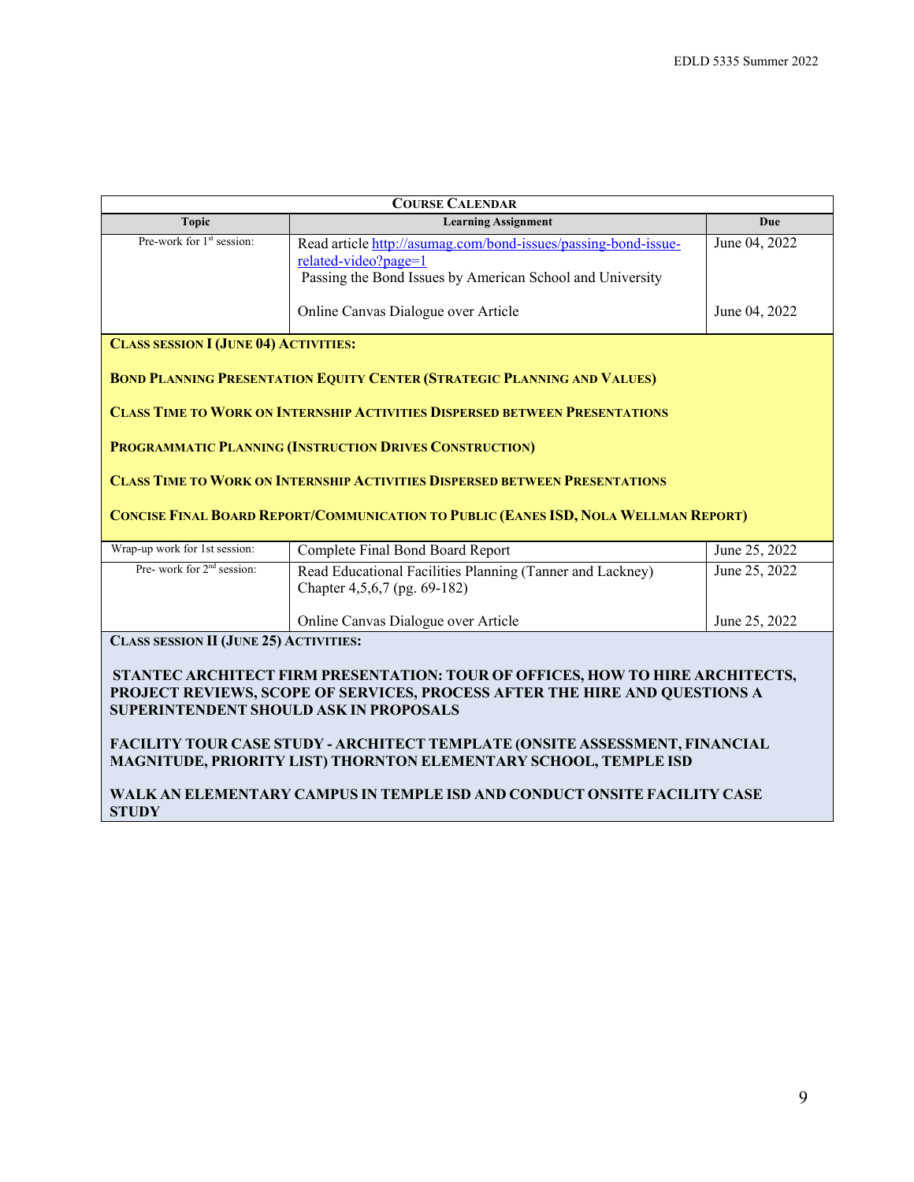| **COURSE CALENDAR** | | |
|---|---|---|
| **Topic** | **Learning Assignment** | **Due** |
| Pre-work for 1st session: | Read article [http://asumag.com/bond-issues/passing-bond-issue-related-video?page=1](http://asumag.com/bond-issues/passing-bond-issue-related-video?page=1) Passing the Bond Issues by American School and University<br><br>Online Canvas Dialogue over Article | June 04, 2022<br><br>June 04, 2022 |
| **CLASS SESSION I (JUNE 04) ACTIVITIES:**<br><br>**BOND PLANNING PRESENTATION EQUITY CENTER (STRATEGIC PLANNING AND VALUES)**<br><br>**CLASS TIME TO WORK ON INTERNSHIP ACTIVITIES DISPERSED BETWEEN PRESENTATIONS**<br><br>**PROGRAMMATIC PLANNING (INSTRUCTION DRIVES CONSTRUCTION)**<br><br>**CLASS TIME TO WORK ON INTERNSHIP ACTIVITIES DISPERSED BETWEEN PRESENTATIONS**<br><br>**CONCISE FINAL BOARD REPORT/COMMUNICATION TO PUBLIC (EANES ISD, NOLA WELLMAN REPORT)** | | |
| Wrap-up work for 1st session: | Complete Final Bond Board Report | June 25, 2022 |
| Pre- work for 2nd session: | Read Educational Facilities Planning (Tanner and Lackney) Chapter 4,5,6,7 (pg. 69-182)<br><br>Online Canvas Dialogue over Article | June 25, 2022<br><br>June 25, 2022 |
| **CLASS SESSION II (JUNE 25) ACTIVITIES:**<br><br>**STANTEC ARCHITECT FIRM PRESENTATION: TOUR OF OFFICES, HOW TO HIRE ARCHITECTS, PROJECT REVIEWS, SCOPE OF SERVICES, PROCESS AFTER THE HIRE AND QUESTIONS A SUPERINTENDENT SHOULD ASK IN PROPOSALS**<br><br>**FACILITY TOUR CASE STUDY - ARCHITECT TEMPLATE (ONSITE ASSESSMENT, FINANCIAL MAGNITUDE, PRIORITY LIST) THORNTON ELEMENTARY SCHOOL, TEMPLE ISD**<br><br>**WALK AN ELEMENTARY CAMPUS IN TEMPLE ISD AND CONDUCT ONSITE FACILITY CASE STUDY** | | |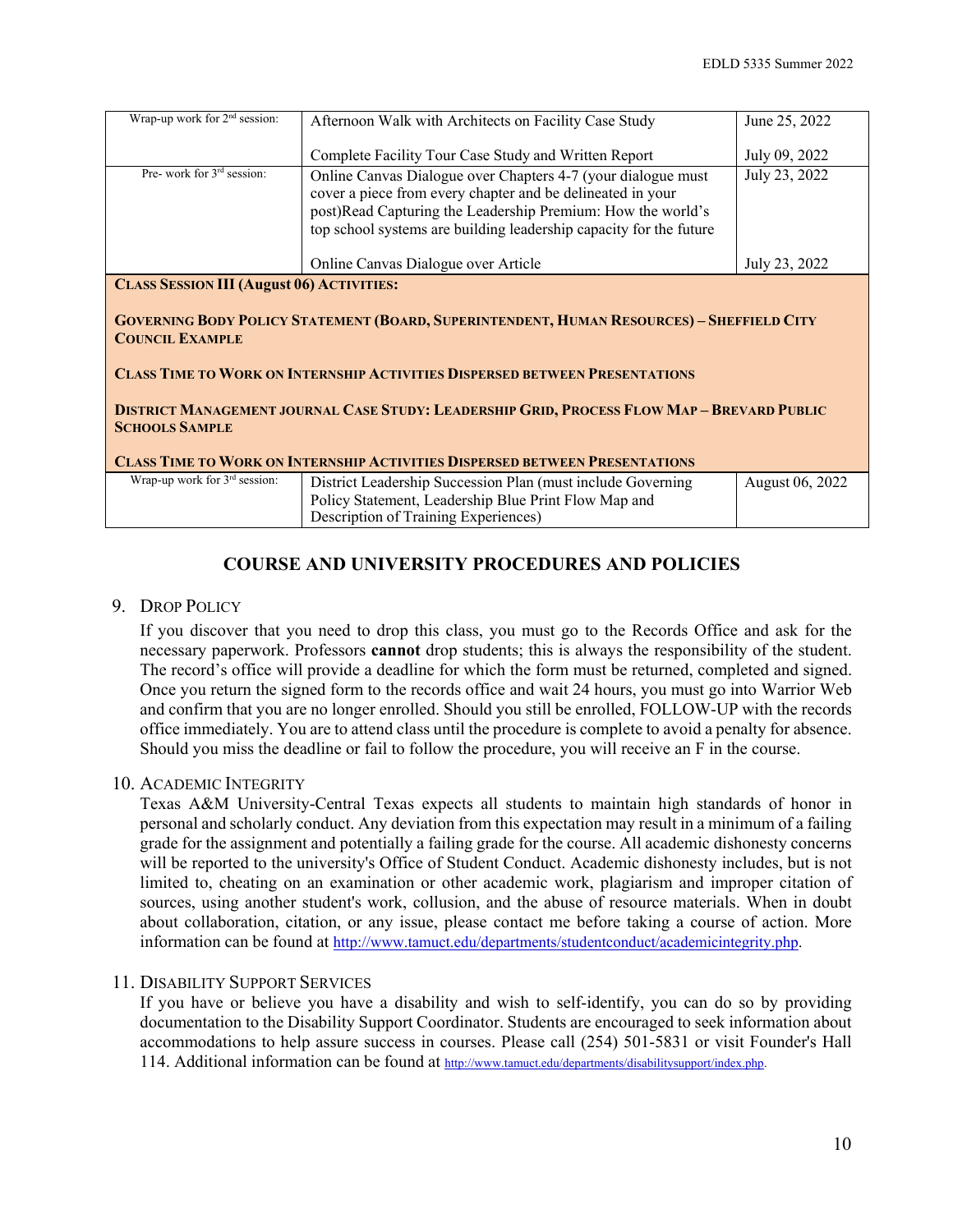| | | |
|---|---|---|
| Wrap-up work for 2nd session: | Afternoon Walk with Architects on Facility Case Study | June 25, 2022 |
| | Complete Facility Tour Case Study and Written Report | July 09, 2022 |
| Pre- work for 3rd session: | Online Canvas Dialogue over Chapters 4-7 (your dialogue must cover a piece from every chapter and be delineated in your post)Read Capturing the Leadership Premium: How the world's top school systems are building leadership capacity for the future | July 23, 2022 |
| | Online Canvas Dialogue over Article | July 23, 2022 |
| **CLASS SESSION III (August 06) ACTIVITIES:**<br><br>**GOVERNING BODY POLICY STATEMENT (BOARD, SUPERINTENDENT, HUMAN RESOURCES) – SHEFFIELD CITY COUNCIL EXAMPLE**<br><br>**CLASS TIME TO WORK ON INTERNSHIP ACTIVITIES DISPERSED BETWEEN PRESENTATIONS**<br><br>**DISTRICT MANAGEMENT JOURNAL CASE STUDY: LEADERSHIP GRID, PROCESS FLOW MAP – BREVARD PUBLIC SCHOOLS SAMPLE**<br><br>**CLASS TIME TO WORK ON INTERNSHIP ACTIVITIES DISPERSED BETWEEN PRESENTATIONS** | | |
| Wrap-up work for 3rd session: | District Leadership Succession Plan (must include Governing Policy Statement, Leadership Blue Print Flow Map and Description of Training Experiences) | August 06, 2022 |

## COURSE AND UNIVERSITY PROCEDURES AND POLICIES

9. DROP POLICY

   If you discover that you need to drop this class, you must go to the Records Office and ask for the necessary paperwork. Professors **cannot** drop students; this is always the responsibility of the student. The record's office will provide a deadline for which the form must be returned, completed and signed. Once you return the signed form to the records office and wait 24 hours, you must go into Warrior Web and confirm that you are no longer enrolled. Should you still be enrolled, FOLLOW-UP with the records office immediately. You are to attend class until the procedure is complete to avoid a penalty for absence. Should you miss the deadline or fail to follow the procedure, you will receive an F in the course.

10. ACADEMIC INTEGRITY

    Texas A&M University-Central Texas expects all students to maintain high standards of honor in personal and scholarly conduct. Any deviation from this expectation may result in a minimum of a failing grade for the assignment and potentially a failing grade for the course. All academic dishonesty concerns will be reported to the university's Office of Student Conduct. Academic dishonesty includes, but is not limited to, cheating on an examination or other academic work, plagiarism and improper citation of sources, using another student's work, collusion, and the abuse of resource materials. When in doubt about collaboration, citation, or any issue, please contact me before taking a course of action. More information can be found at http://www.tamuct.edu/departments/studentconduct/academicintegrity.php.

11. DISABILITY SUPPORT SERVICES

    If you have or believe you have a disability and wish to self-identify, you can do so by providing documentation to the Disability Support Coordinator. Students are encouraged to seek information about accommodations to help assure success in courses. Please call (254) 501-5831 or visit Founder's Hall 114. Additional information can be found at http://www.tamuct.edu/departments/disabilitysupport/index.php.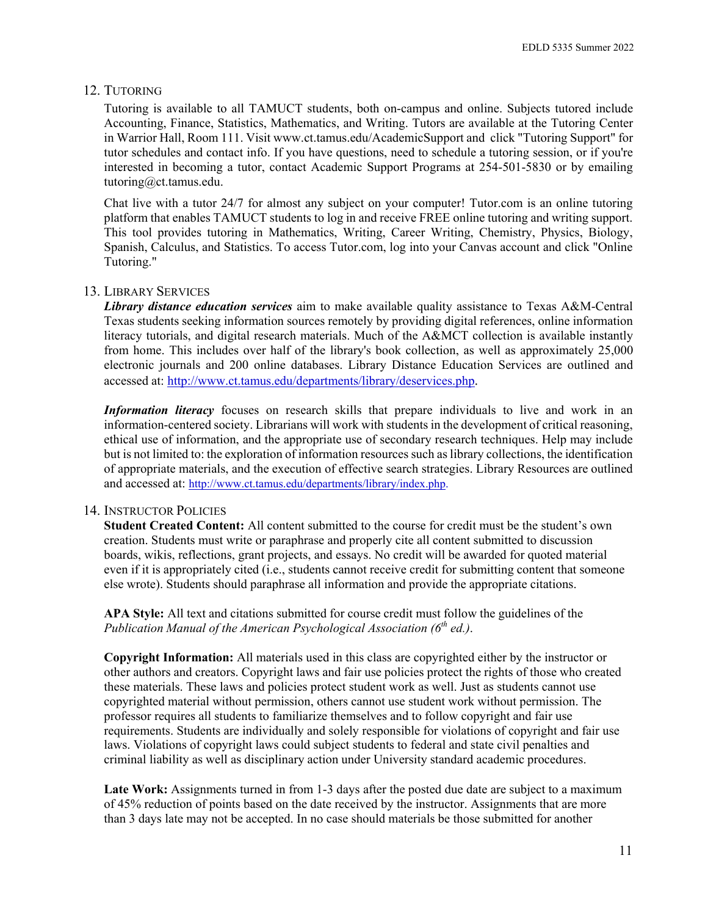## 12. Tutoring

Tutoring is available to all TAMUCT students, both on-campus and online. Subjects tutored include Accounting, Finance, Statistics, Mathematics, and Writing. Tutors are available at the Tutoring Center in Warrior Hall, Room 111. Visit www.ct.tamus.edu/AcademicSupport and click "Tutoring Support" for tutor schedules and contact info. If you have questions, need to schedule a tutoring session, or if you're interested in becoming a tutor, contact Academic Support Programs at 254-501-5830 or by emailing tutoring@ct.tamus.edu.

Chat live with a tutor 24/7 for almost any subject on your computer! Tutor.com is an online tutoring platform that enables TAMUCT students to log in and receive FREE online tutoring and writing support. This tool provides tutoring in Mathematics, Writing, Career Writing, Chemistry, Physics, Biology, Spanish, Calculus, and Statistics. To access Tutor.com, log into your Canvas account and click "Online Tutoring."

## 13. Library Services

***Library distance education services*** aim to make available quality assistance to Texas A&M-Central Texas students seeking information sources remotely by providing digital references, online information literacy tutorials, and digital research materials. Much of the A&MCT collection is available instantly from home. This includes over half of the library's book collection, as well as approximately 25,000 electronic journals and 200 online databases. Library Distance Education Services are outlined and accessed at: http://www.ct.tamus.edu/departments/library/deservices.php.

***Information literacy*** focuses on research skills that prepare individuals to live and work in an information-centered society. Librarians will work with students in the development of critical reasoning, ethical use of information, and the appropriate use of secondary research techniques. Help may include but is not limited to: the exploration of information resources such as library collections, the identification of appropriate materials, and the execution of effective search strategies. Library Resources are outlined and accessed at: http://www.ct.tamus.edu/departments/library/index.php.

## 14. Instructor Policies

**Student Created Content:** All content submitted to the course for credit must be the student's own creation. Students must write or paraphrase and properly cite all content submitted to discussion boards, wikis, reflections, grant projects, and essays. No credit will be awarded for quoted material even if it is appropriately cited (i.e., students cannot receive credit for submitting content that someone else wrote). Students should paraphrase all information and provide the appropriate citations.

**APA Style:** All text and citations submitted for course credit must follow the guidelines of the *Publication Manual of the American Psychological Association (6th ed.)*.

**Copyright Information:** All materials used in this class are copyrighted either by the instructor or other authors and creators. Copyright laws and fair use policies protect the rights of those who created these materials. These laws and policies protect student work as well. Just as students cannot use copyrighted material without permission, others cannot use student work without permission. The professor requires all students to familiarize themselves and to follow copyright and fair use requirements. Students are individually and solely responsible for violations of copyright and fair use laws. Violations of copyright laws could subject students to federal and state civil penalties and criminal liability as well as disciplinary action under University standard academic procedures.

**Late Work:** Assignments turned in from 1-3 days after the posted due date are subject to a maximum of 45% reduction of points based on the date received by the instructor. Assignments that are more than 3 days late may not be accepted. In no case should materials be those submitted for another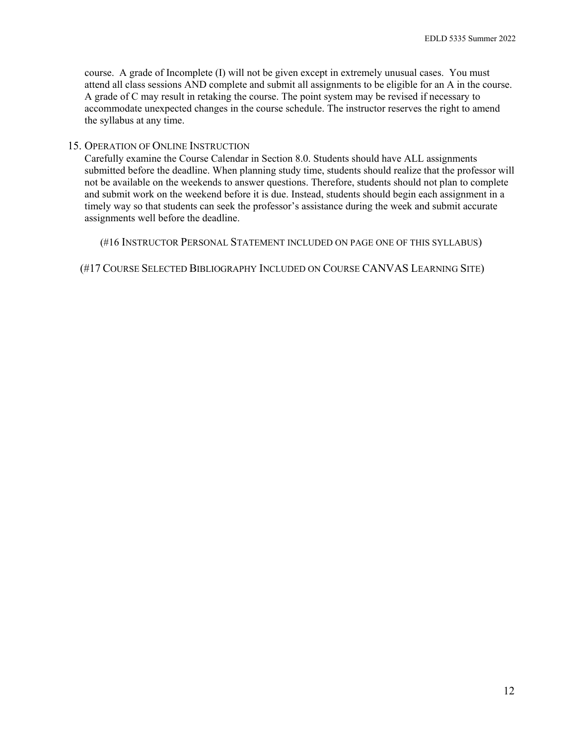course. A grade of Incomplete (I) will not be given except in extremely unusual cases. You must attend all class sessions AND complete and submit all assignments to be eligible for an A in the course. A grade of C may result in retaking the course. The point system may be revised if necessary to accommodate unexpected changes in the course schedule. The instructor reserves the right to amend the syllabus at any time.

## 15. Operation of Online Instruction

Carefully examine the Course Calendar in Section 8.0. Students should have ALL assignments submitted before the deadline. When planning study time, students should realize that the professor will not be available on the weekends to answer questions. Therefore, students should not plan to complete and submit work on the weekend before it is due. Instead, students should begin each assignment in a timely way so that students can seek the professor's assistance during the week and submit accurate assignments well before the deadline.

(#16 Instructor Personal Statement included on page one of this syllabus)

(#17 Course Selected Bibliography Included on Course CANVAS Learning Site)